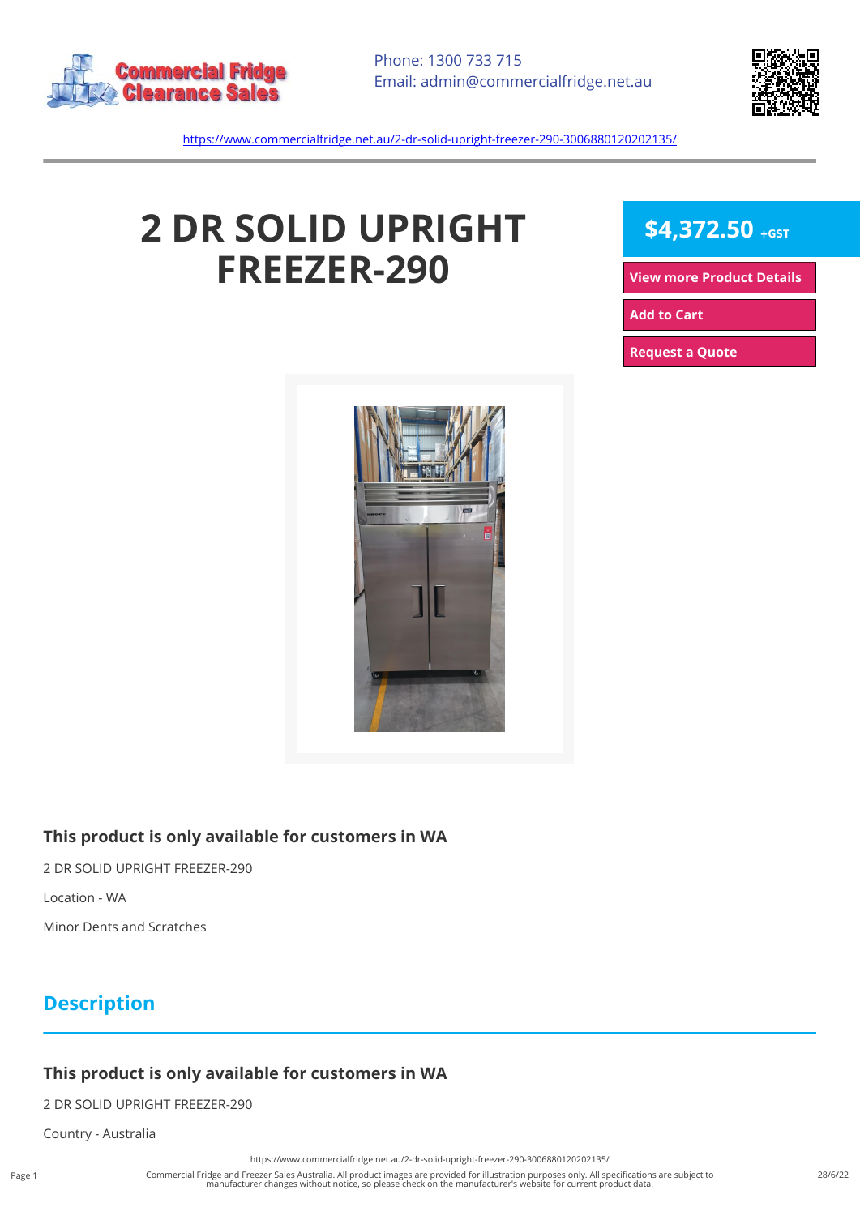Phone: 1300 733 715
Email: admin@commercialfridge.net.au

https://www.commercialfridge.net.au/2-dr-solid-upright-freezer-290-3006880120202135/

# 2 DR SOLID UPRIGHT FREEZER-290

**$4,372.50** +GST

View more Product Details

Add to Cart

Request a Quote

### This product is only available for customers in WA

2 DR SOLID UPRIGHT FREEZER-290

Location - WA

Minor Dents and Scratches

## Description

### This product is only available for customers in WA

2 DR SOLID UPRIGHT FREEZER-290

Country - Australia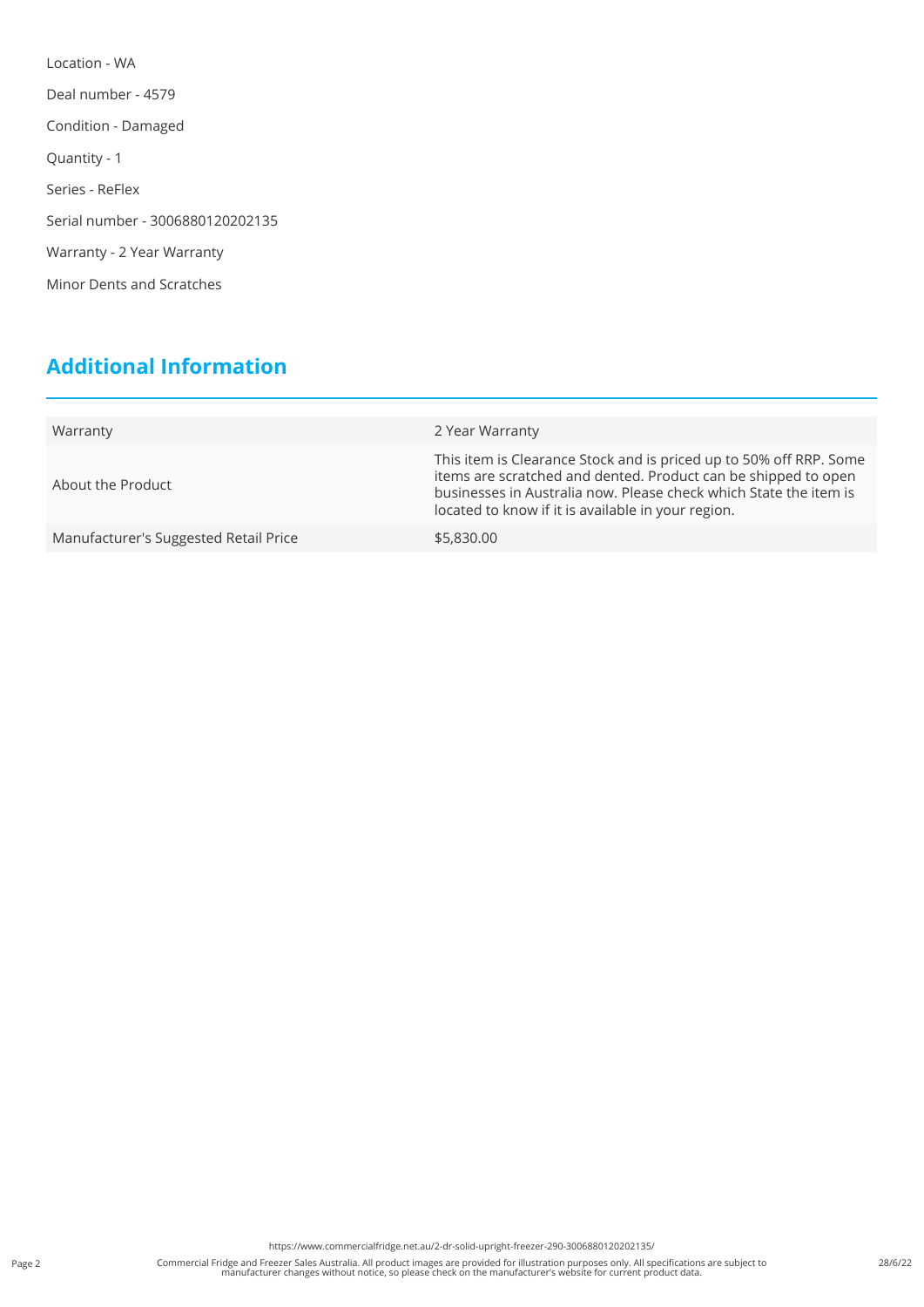Location - WA

Deal number - 4579

Condition - Damaged

Quantity - 1

Series - ReFlex

Serial number - 3006880120202135

Warranty - 2 Year Warranty

Minor Dents and Scratches

## Additional Information

| | |
|---|---|
| Warranty | 2 Year Warranty |
| About the Product | This item is Clearance Stock and is priced up to 50% off RRP. Some items are scratched and dented. Product can be shipped to open businesses in Australia now. Please check which State the item is located to know if it is available in your region. |
| Manufacturer's Suggested Retail Price | $5,830.00 |